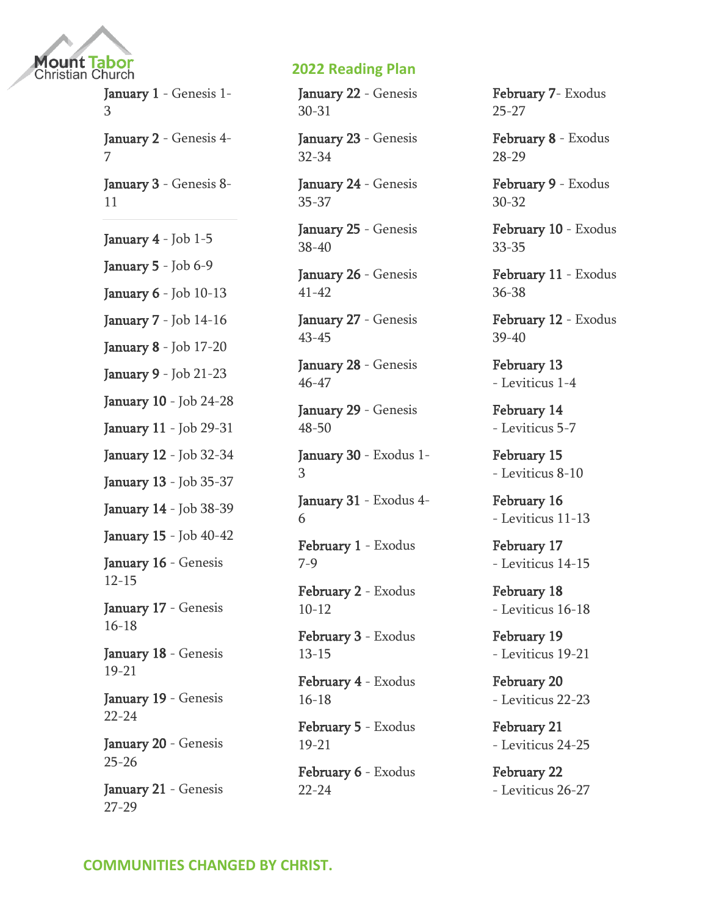Mount Tabor Christian Church

## 2022 Reading Plan

**January 1** - Genesis 1-3

**January 2** - Genesis 4-7

**January 3** - Genesis 8-11

---

**January 4** - Job 1-5

**January 5** - Job 6-9

**January 6** - Job 10-13

**January 7** - Job 14-16

**January 8** - Job 17-20

**January 9** - Job 21-23

**January 10** - Job 24-28

**January 11** - Job 29-31

**January 12** - Job 32-34

**January 13** - Job 35-37

**January 14** - Job 38-39

**January 15** - Job 40-42

**January 16** - Genesis 12-15

**January 17** - Genesis 16-18

**January 18** - Genesis 19-21

**January 19** - Genesis 22-24

**January 20** - Genesis 25-26

**January 21** - Genesis 27-29

**January 22** - Genesis 30-31

**January 23** - Genesis 32-34

**January 24** - Genesis 35-37

**January 25** - Genesis 38-40

**January 26** - Genesis 41-42

**January 27** - Genesis 43-45

**January 28** - Genesis 46-47

**January 29** - Genesis 48-50

**January 30** - Exodus 1-3

**January 31** - Exodus 4-6

**February 1** - Exodus 7-9

**February 2** - Exodus 10-12

**February 3** - Exodus 13-15

**February 4** - Exodus 16-18

**February 5** - Exodus 19-21

**February 6** - Exodus 22-24

**February 7**- Exodus 25-27

**February 8** - Exodus 28-29

**February 9** - Exodus 30-32

**February 10** - Exodus 33-35

**February 11** - Exodus 36-38

**February 12** - Exodus 39-40

**February 13** - Leviticus 1-4

**February 14** - Leviticus 5-7

**February 15** - Leviticus 8-10

**February 16** - Leviticus 11-13

**February 17** - Leviticus 14-15

**February 18** - Leviticus 16-18

**February 19** - Leviticus 19-21

**February 20** - Leviticus 22-23

**February 21** - Leviticus 24-25

**February 22** - Leviticus 26-27

**COMMUNITIES CHANGED BY CHRIST.**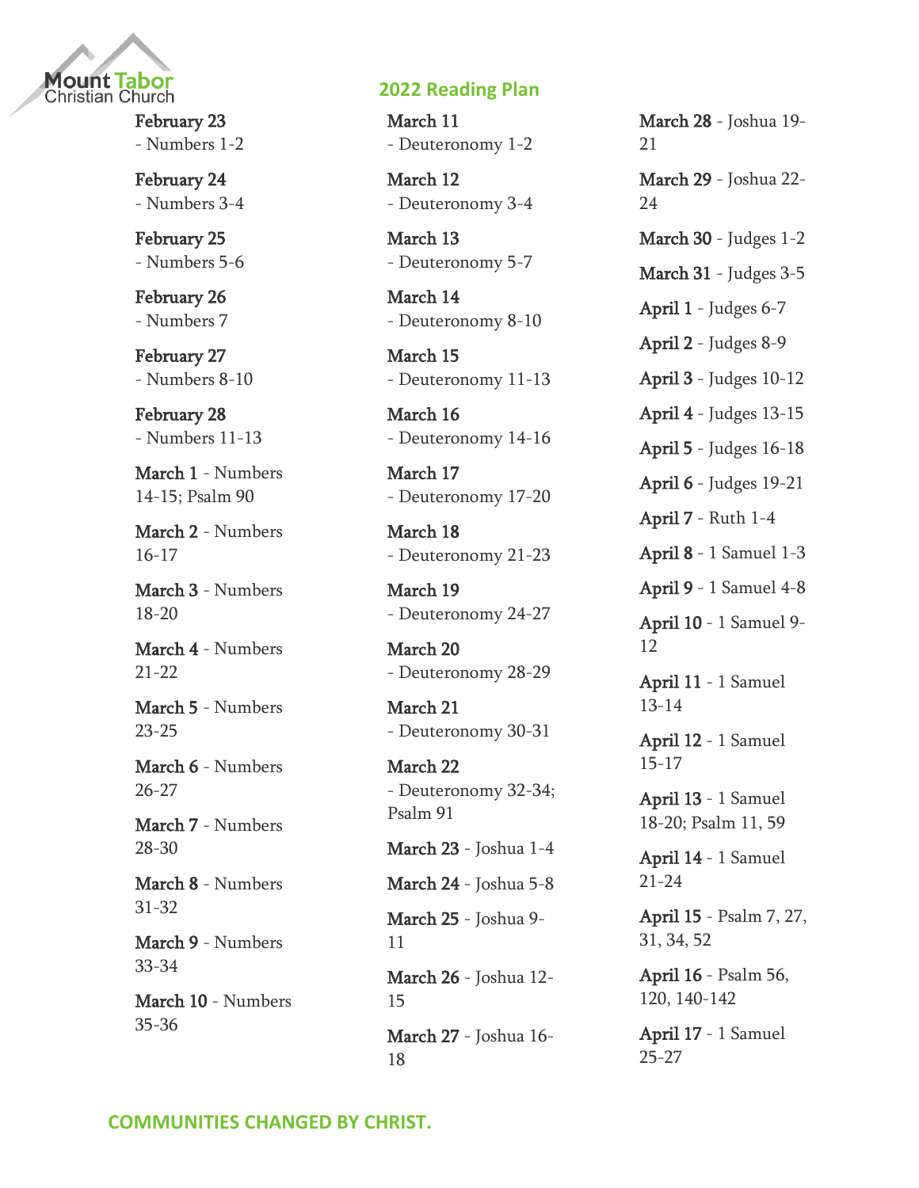Mount Tabor Christian Church

## 2022 Reading Plan

**February 23** - Numbers 1-2

**February 24** - Numbers 3-4

**February 25** - Numbers 5-6

**February 26** - Numbers 7

**February 27** - Numbers 8-10

**February 28** - Numbers 11-13

**March 1** - Numbers 14-15; Psalm 90

**March 2** - Numbers 16-17

**March 3** - Numbers 18-20

**March 4** - Numbers 21-22

**March 5** - Numbers 23-25

**March 6** - Numbers 26-27

**March 7** - Numbers 28-30

**March 8** - Numbers 31-32

**March 9** - Numbers 33-34

**March 10** - Numbers 35-36

**March 11** - Deuteronomy 1-2

**March 12** - Deuteronomy 3-4

**March 13** - Deuteronomy 5-7

**March 14** - Deuteronomy 8-10

**March 15** - Deuteronomy 11-13

**March 16** - Deuteronomy 14-16

**March 17** - Deuteronomy 17-20

**March 18** - Deuteronomy 21-23

**March 19** - Deuteronomy 24-27

**March 20** - Deuteronomy 28-29

**March 21** - Deuteronomy 30-31

**March 22** - Deuteronomy 32-34; Psalm 91

**March 23** - Joshua 1-4

**March 24** - Joshua 5-8

**March 25** - Joshua 9-11

**March 26** - Joshua 12-15

**March 27** - Joshua 16-18

**March 28** - Joshua 19-21

**March 29** - Joshua 22-24

**March 30** - Judges 1-2

**March 31** - Judges 3-5

**April 1** - Judges 6-7

**April 2** - Judges 8-9

**April 3** - Judges 10-12

**April 4** - Judges 13-15

**April 5** - Judges 16-18

**April 6** - Judges 19-21

**April 7** - Ruth 1-4

**April 8** - 1 Samuel 1-3

**April 9** - 1 Samuel 4-8

**April 10** - 1 Samuel 9-12

**April 11** - 1 Samuel 13-14

**April 12** - 1 Samuel 15-17

**April 13** - 1 Samuel 18-20; Psalm 11, 59

**April 14** - 1 Samuel 21-24

**April 15** - Psalm 7, 27, 31, 34, 52

**April 16** - Psalm 56, 120, 140-142

**April 17** - 1 Samuel 25-27

**COMMUNITIES CHANGED BY CHRIST.**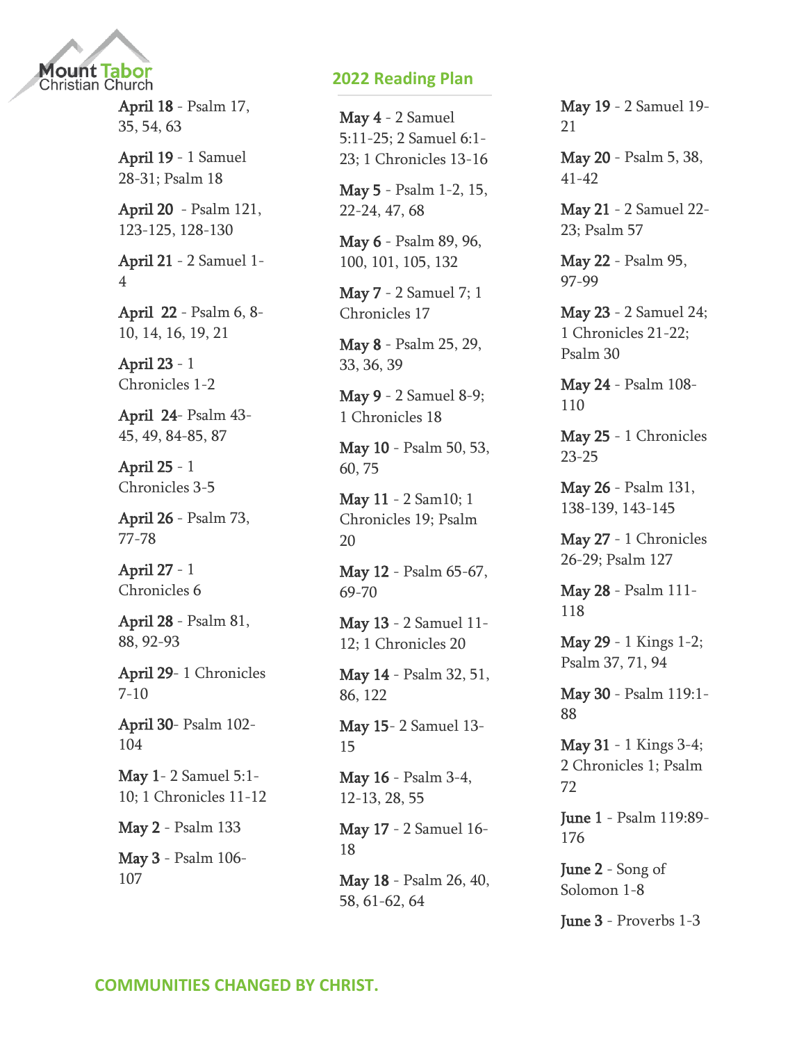## 2022 Reading Plan

**April 18** - Psalm 17, 35, 54, 63

**April 19** - 1 Samuel 28-31; Psalm 18

**April 20** - Psalm 121, 123-125, 128-130

**April 21** - 2 Samuel 1-4

**April 22** - Psalm 6, 8-10, 14, 16, 19, 21

**April 23** - 1 Chronicles 1-2

**April 24**- Psalm 43-45, 49, 84-85, 87

**April 25** - 1 Chronicles 3-5

**April 26** - Psalm 73, 77-78

**April 27** - 1 Chronicles 6

**April 28** - Psalm 81, 88, 92-93

**April 29**- 1 Chronicles 7-10

**April 30**- Psalm 102-104

**May 1**- 2 Samuel 5:1-10; 1 Chronicles 11-12

**May 2** - Psalm 133

**May 3** - Psalm 106-107

**May 4** - 2 Samuel 5:11-25; 2 Samuel 6:1-23; 1 Chronicles 13-16

**May 5** - Psalm 1-2, 15, 22-24, 47, 68

**May 6** - Psalm 89, 96, 100, 101, 105, 132

**May 7** - 2 Samuel 7; 1 Chronicles 17

**May 8** - Psalm 25, 29, 33, 36, 39

**May 9** - 2 Samuel 8-9; 1 Chronicles 18

**May 10** - Psalm 50, 53, 60, 75

**May 11** - 2 Sam10; 1 Chronicles 19; Psalm 20

**May 12** - Psalm 65-67, 69-70

**May 13** - 2 Samuel 11-12; 1 Chronicles 20

**May 14** - Psalm 32, 51, 86, 122

**May 15**- 2 Samuel 13-15

**May 16** - Psalm 3-4, 12-13, 28, 55

**May 17** - 2 Samuel 16-18

**May 18** - Psalm 26, 40, 58, 61-62, 64

**May 19** - 2 Samuel 19-21

**May 20** - Psalm 5, 38, 41-42

**May 21** - 2 Samuel 22-23; Psalm 57

**May 22** - Psalm 95, 97-99

**May 23** - 2 Samuel 24; 1 Chronicles 21-22; Psalm 30

**May 24** - Psalm 108-110

**May 25** - 1 Chronicles 23-25

**May 26** - Psalm 131, 138-139, 143-145

**May 27** - 1 Chronicles 26-29; Psalm 127

**May 28** - Psalm 111-118

**May 29** - 1 Kings 1-2; Psalm 37, 71, 94

**May 30** - Psalm 119:1-88

**May 31** - 1 Kings 3-4; 2 Chronicles 1; Psalm 72

**June 1** - Psalm 119:89-176

**June 2** - Song of Solomon 1-8

**June 3** - Proverbs 1-3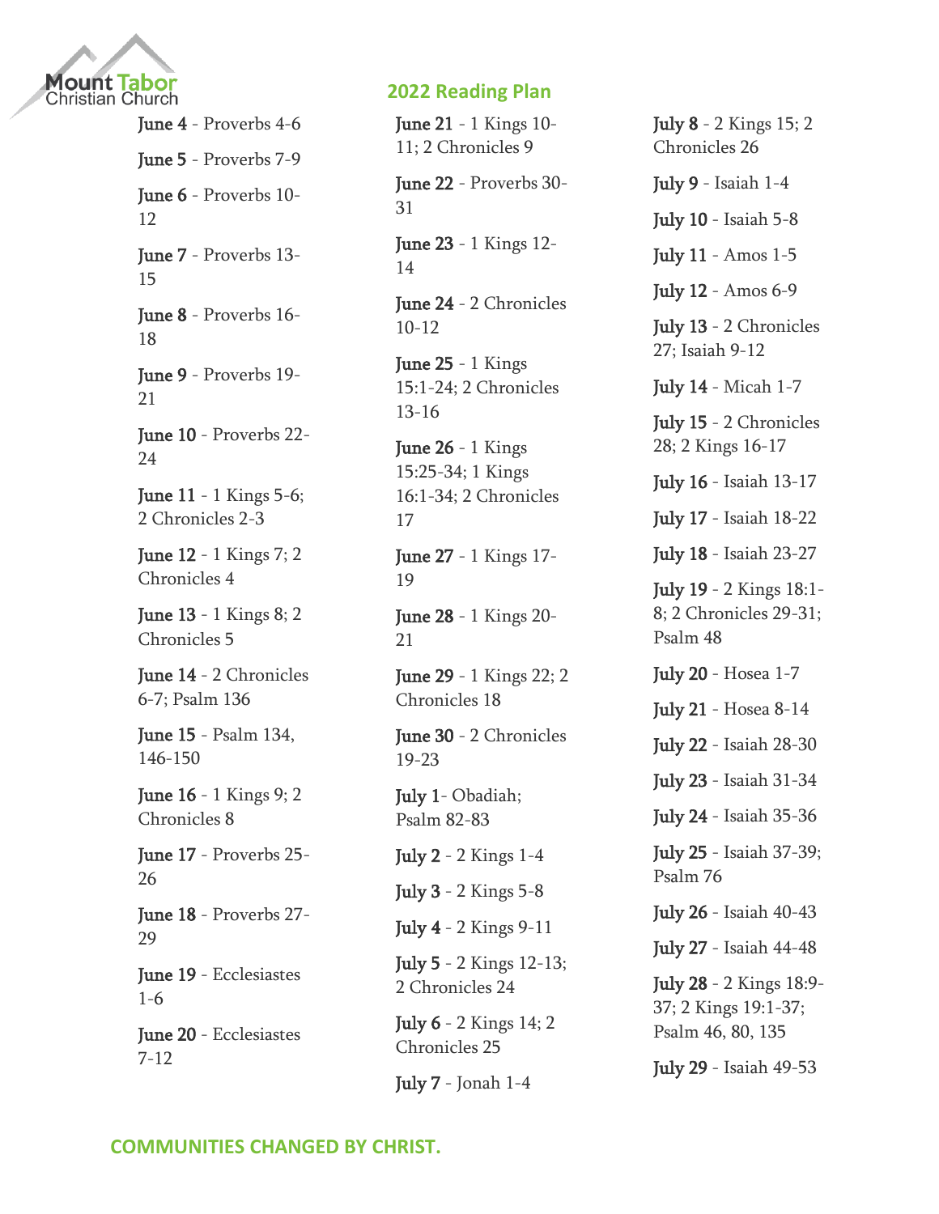Mount Tabor
Christian Church

## 2022 Reading Plan

**June 4** - Proverbs 4-6

**June 5** - Proverbs 7-9

**June 6** - Proverbs 10-12

**June 7** - Proverbs 13-15

**June 8** - Proverbs 16-18

**June 9** - Proverbs 19-21

**June 10** - Proverbs 22-24

**June 11** - 1 Kings 5-6; 2 Chronicles 2-3

**June 12** - 1 Kings 7; 2 Chronicles 4

**June 13** - 1 Kings 8; 2 Chronicles 5

**June 14** - 2 Chronicles 6-7; Psalm 136

**June 15** - Psalm 134, 146-150

**June 16** - 1 Kings 9; 2 Chronicles 8

**June 17** - Proverbs 25-26

**June 18** - Proverbs 27-29

**June 19** - Ecclesiastes 1-6

**June 20** - Ecclesiastes 7-12

**June 21** - 1 Kings 10-11; 2 Chronicles 9

**June 22** - Proverbs 30-31

**June 23** - 1 Kings 12-14

**June 24** - 2 Chronicles 10-12

**June 25** - 1 Kings 15:1-24; 2 Chronicles 13-16

**June 26** - 1 Kings 15:25-34; 1 Kings 16:1-34; 2 Chronicles 17

**June 27** - 1 Kings 17-19

**June 28** - 1 Kings 20-21

**June 29** - 1 Kings 22; 2 Chronicles 18

**June 30** - 2 Chronicles 19-23

**July 1**- Obadiah; Psalm 82-83

**July 2** - 2 Kings 1-4

**July 3** - 2 Kings 5-8

**July 4** - 2 Kings 9-11

**July 5** - 2 Kings 12-13; 2 Chronicles 24

**July 6** - 2 Kings 14; 2 Chronicles 25

**July 7** - Jonah 1-4

**July 8** - 2 Kings 15; 2 Chronicles 26

**July 9** - Isaiah 1-4

**July 10** - Isaiah 5-8

**July 11** - Amos 1-5

**July 12** - Amos 6-9

**July 13** - 2 Chronicles 27; Isaiah 9-12

**July 14** - Micah 1-7

**July 15** - 2 Chronicles 28; 2 Kings 16-17

**July 16** - Isaiah 13-17

**July 17** - Isaiah 18-22

**July 18** - Isaiah 23-27

**July 19** - 2 Kings 18:1-8; 2 Chronicles 29-31; Psalm 48

**July 20** - Hosea 1-7

**July 21** - Hosea 8-14

**July 22** - Isaiah 28-30

**July 23** - Isaiah 31-34

**July 24** - Isaiah 35-36

**July 25** - Isaiah 37-39; Psalm 76

**July 26** - Isaiah 40-43

**July 27** - Isaiah 44-48

**July 28** - 2 Kings 18:9-37; 2 Kings 19:1-37; Psalm 46, 80, 135

**July 29** - Isaiah 49-53

**COMMUNITIES CHANGED BY CHRIST.**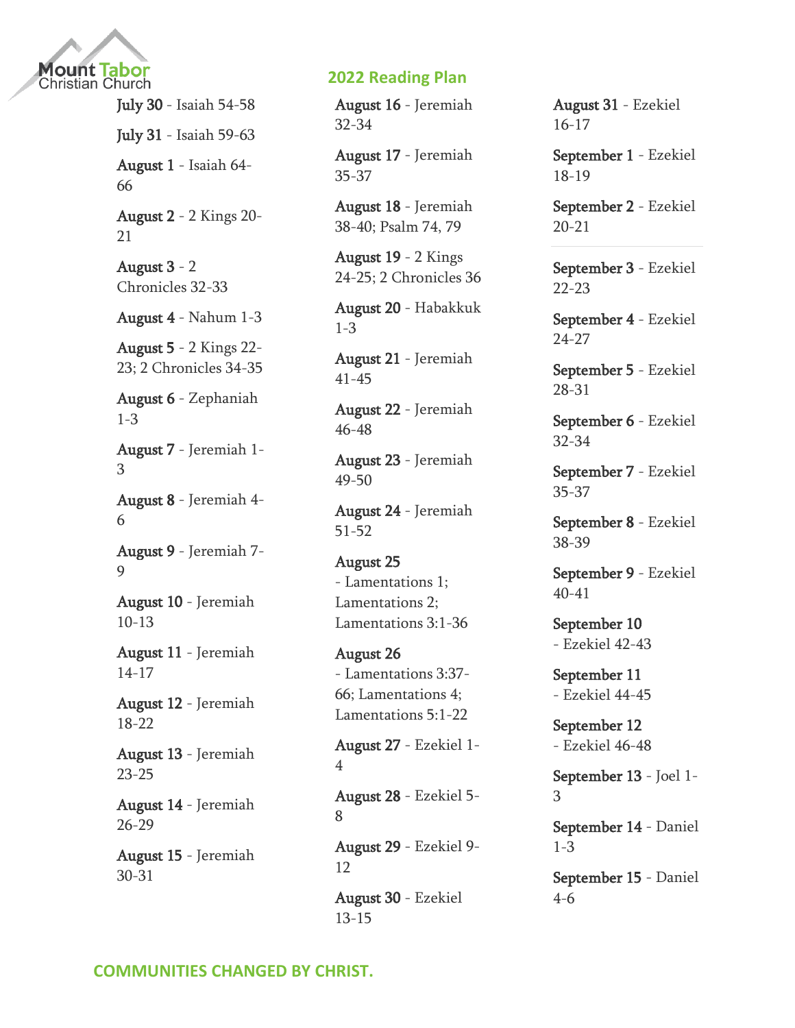Mount Tabor Christian Church

## 2022 Reading Plan

**July 30** - Isaiah 54-58

**July 31** - Isaiah 59-63

**August 1** - Isaiah 64-66

**August 2** - 2 Kings 20-21

**August 3** - 2 Chronicles 32-33

**August 4** - Nahum 1-3

**August 5** - 2 Kings 22-23; 2 Chronicles 34-35

**August 6** - Zephaniah 1-3

**August 7** - Jeremiah 1-3

**August 8** - Jeremiah 4-6

**August 9** - Jeremiah 7-9

**August 10** - Jeremiah 10-13

**August 11** - Jeremiah 14-17

**August 12** - Jeremiah 18-22

**August 13** - Jeremiah 23-25

**August 14** - Jeremiah 26-29

**August 15** - Jeremiah 30-31

**August 16** - Jeremiah 32-34

**August 17** - Jeremiah 35-37

**August 18** - Jeremiah 38-40; Psalm 74, 79

**August 19** - 2 Kings 24-25; 2 Chronicles 36

**August 20** - Habakkuk 1-3

**August 21** - Jeremiah 41-45

**August 22** - Jeremiah 46-48

**August 23** - Jeremiah 49-50

**August 24** - Jeremiah 51-52

**August 25** - Lamentations 1; Lamentations 2; Lamentations 3:1-36

**August 26** - Lamentations 3:37-66; Lamentations 4; Lamentations 5:1-22

**August 27** - Ezekiel 1-4

**August 28** - Ezekiel 5-8

**August 29** - Ezekiel 9-12

**August 30** - Ezekiel 13-15

**August 31** - Ezekiel 16-17

**September 1** - Ezekiel 18-19

**September 2** - Ezekiel 20-21

**September 3** - Ezekiel 22-23

**September 4** - Ezekiel 24-27

**September 5** - Ezekiel 28-31

**September 6** - Ezekiel 32-34

**September 7** - Ezekiel 35-37

**September 8** - Ezekiel 38-39

**September 9** - Ezekiel 40-41

**September 10** - Ezekiel 42-43

**September 11** - Ezekiel 44-45

**September 12** - Ezekiel 46-48

**September 13** - Joel 1-3

**September 14** - Daniel 1-3

**September 15** - Daniel 4-6

COMMUNITIES CHANGED BY CHRIST.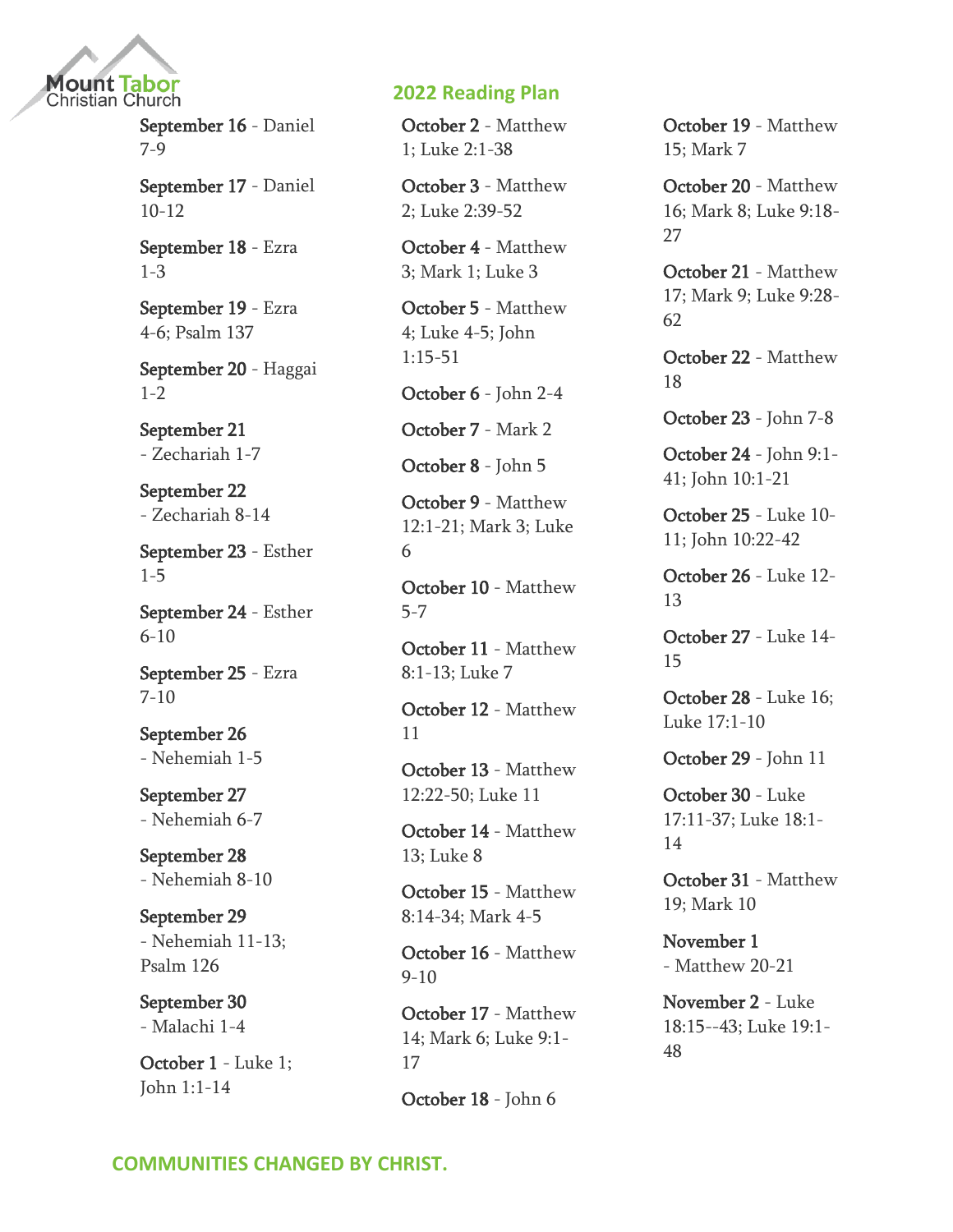## 2022 Reading Plan

**September 16** - Daniel 7-9

**September 17** - Daniel 10-12

**September 18** - Ezra 1-3

**September 19** - Ezra 4-6; Psalm 137

**September 20** - Haggai 1-2

**September 21** - Zechariah 1-7

**September 22** - Zechariah 8-14

**September 23** - Esther 1-5

**September 24** - Esther 6-10

**September 25** - Ezra 7-10

**September 26** - Nehemiah 1-5

**September 27** - Nehemiah 6-7

**September 28** - Nehemiah 8-10

**September 29** - Nehemiah 11-13; Psalm 126

**September 30** - Malachi 1-4

**October 1** - Luke 1; John 1:1-14

**October 2** - Matthew 1; Luke 2:1-38

**October 3** - Matthew 2; Luke 2:39-52

**October 4** - Matthew 3; Mark 1; Luke 3

**October 5** - Matthew 4; Luke 4-5; John 1:15-51

**October 6** - John 2-4

**October 7** - Mark 2

**October 8** - John 5

**October 9** - Matthew 12:1-21; Mark 3; Luke 6

**October 10** - Matthew 5-7

**October 11** - Matthew 8:1-13; Luke 7

**October 12** - Matthew 11

**October 13** - Matthew 12:22-50; Luke 11

**October 14** - Matthew 13; Luke 8

**October 15** - Matthew 8:14-34; Mark 4-5

**October 16** - Matthew 9-10

**October 17** - Matthew 14; Mark 6; Luke 9:1-17

**October 18** - John 6

**October 19** - Matthew 15; Mark 7

**October 20** - Matthew 16; Mark 8; Luke 9:18-27

**October 21** - Matthew 17; Mark 9; Luke 9:28-62

**October 22** - Matthew 18

**October 23** - John 7-8

**October 24** - John 9:1-41; John 10:1-21

**October 25** - Luke 10-11; John 10:22-42

**October 26** - Luke 12-13

**October 27** - Luke 14-15

**October 28** - Luke 16; Luke 17:1-10

**October 29** - John 11

**October 30** - Luke 17:11-37; Luke 18:1-14

**October 31** - Matthew 19; Mark 10

**November 1** - Matthew 20-21

**November 2** - Luke 18:15--43; Luke 19:1-48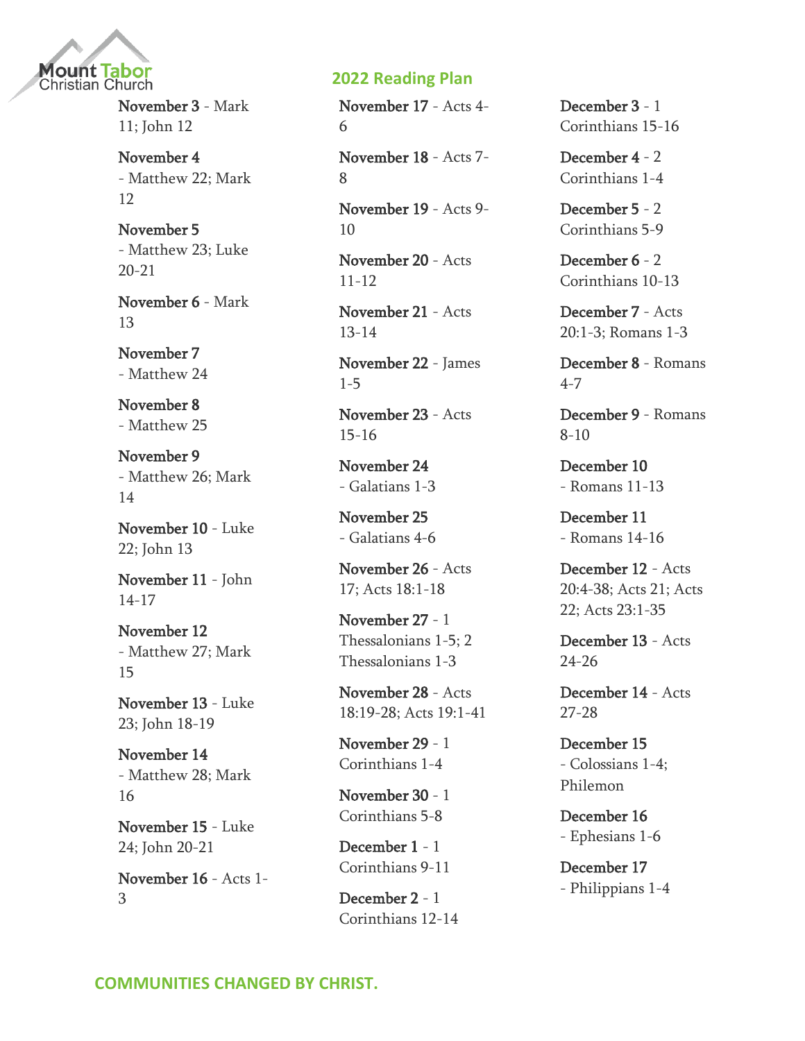Mount Tabor Christian Church

## 2022 Reading Plan

**November 3** - Mark 11; John 12

**November 4** - Matthew 22; Mark 12

**November 5** - Matthew 23; Luke 20-21

**November 6** - Mark 13

**November 7** - Matthew 24

**November 8** - Matthew 25

**November 9** - Matthew 26; Mark 14

**November 10** - Luke 22; John 13

**November 11** - John 14-17

**November 12** - Matthew 27; Mark 15

**November 13** - Luke 23; John 18-19

**November 14** - Matthew 28; Mark 16

**November 15** - Luke 24; John 20-21

**November 16** - Acts 1-3

**November 17** - Acts 4-6

**November 18** - Acts 7-8

**November 19** - Acts 9-10

**November 20** - Acts 11-12

**November 21** - Acts 13-14

**November 22** - James 1-5

**November 23** - Acts 15-16

**November 24** - Galatians 1-3

**November 25** - Galatians 4-6

**November 26** - Acts 17; Acts 18:1-18

**November 27** - 1 Thessalonians 1-5; 2 Thessalonians 1-3

**November 28** - Acts 18:19-28; Acts 19:1-41

**November 29** - 1 Corinthians 1-4

**November 30** - 1 Corinthians 5-8

**December 1** - 1 Corinthians 9-11

**December 2** - 1 Corinthians 12-14

**December 3** - 1 Corinthians 15-16

**December 4** - 2 Corinthians 1-4

**December 5** - 2 Corinthians 5-9

**December 6** - 2 Corinthians 10-13

**December 7** - Acts 20:1-3; Romans 1-3

**December 8** - Romans 4-7

**December 9** - Romans 8-10

**December 10** - Romans 11-13

**December 11** - Romans 14-16

**December 12** - Acts 20:4-38; Acts 21; Acts 22; Acts 23:1-35

**December 13** - Acts 24-26

**December 14** - Acts 27-28

**December 15** - Colossians 1-4; Philemon

**December 16** - Ephesians 1-6

**December 17** - Philippians 1-4

COMMUNITIES CHANGED BY CHRIST.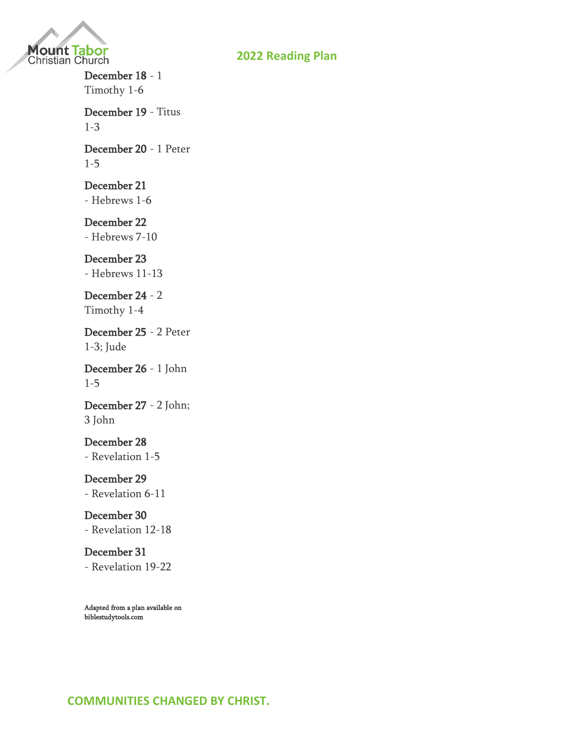Mount Tabor Christian Church

## 2022 Reading Plan

**December 18** - 1 Timothy 1-6

**December 19** - Titus 1-3

**December 20** - 1 Peter 1-5

**December 21** - Hebrews 1-6

**December 22** - Hebrews 7-10

**December 23** - Hebrews 11-13

**December 24** - 2 Timothy 1-4

**December 25** - 2 Peter 1-3; Jude

**December 26** - 1 John 1-5

**December 27** - 2 John; 3 John

**December 28** - Revelation 1-5

**December 29** - Revelation 6-11

**December 30** - Revelation 12-18

**December 31** - Revelation 19-22

Adapted from a plan available on biblestudytools.com

**COMMUNITIES CHANGED BY CHRIST.**